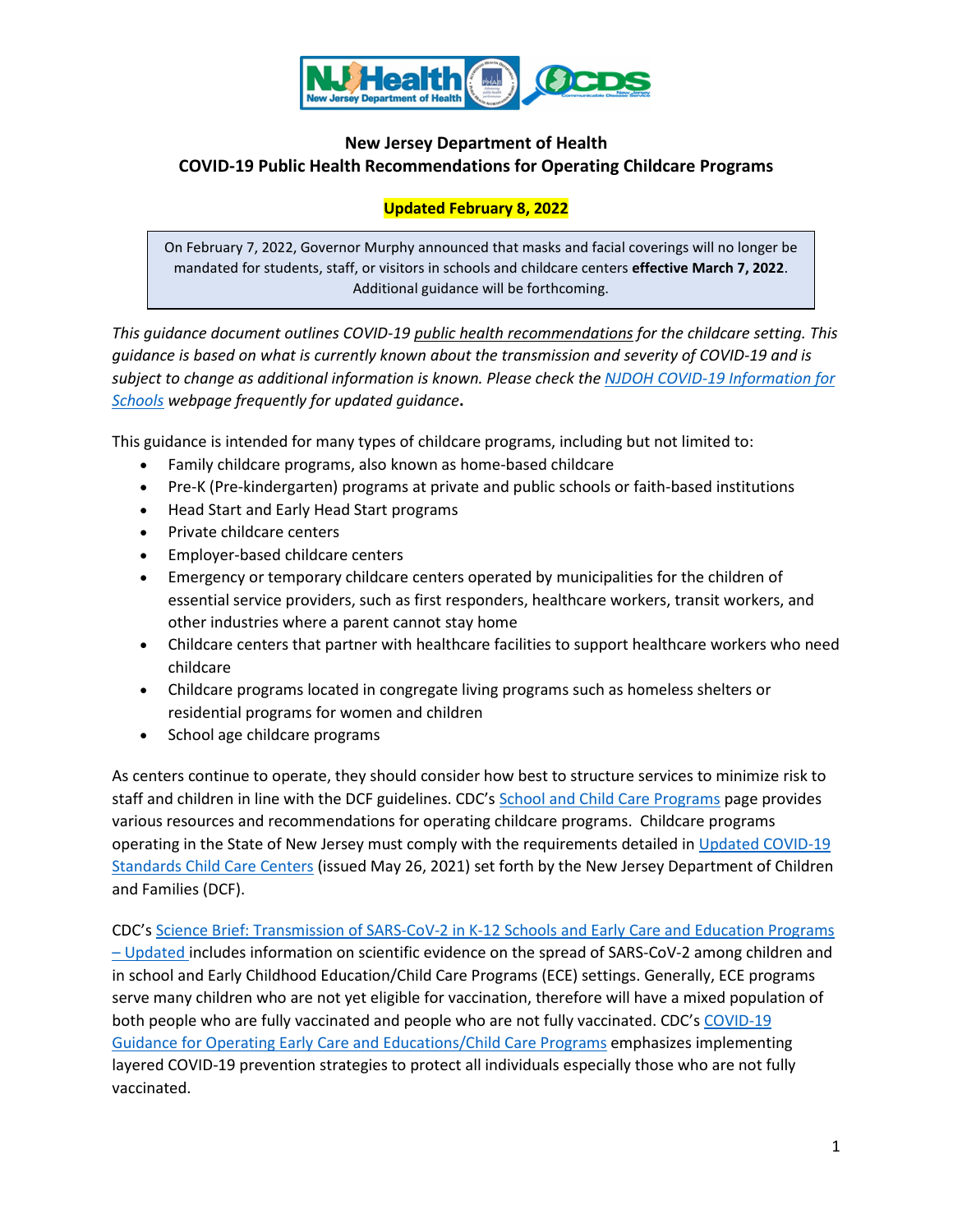# New Jersey Department of Health
## COVID-19 Public Health Recommendations for Operating Childcare Programs

**Updated February 8, 2022**

On February 7, 2022, Governor Murphy announced that masks and facial coverings will no longer be mandated for students, staff, or visitors in schools and childcare centers **effective March 7, 2022**. Additional guidance will be forthcoming.

*This guidance document outlines COVID-19 public health recommendations for the childcare setting. This guidance is based on what is currently known about the transmission and severity of COVID-19 and is subject to change as additional information is known. Please check the NJDOH COVID-19 Information for Schools webpage frequently for updated guidance.*

This guidance is intended for many types of childcare programs, including but not limited to:

- Family childcare programs, also known as home-based childcare
- Pre-K (Pre-kindergarten) programs at private and public schools or faith-based institutions
- Head Start and Early Head Start programs
- Private childcare centers
- Employer-based childcare centers
- Emergency or temporary childcare centers operated by municipalities for the children of essential service providers, such as first responders, healthcare workers, transit workers, and other industries where a parent cannot stay home
- Childcare centers that partner with healthcare facilities to support healthcare workers who need childcare
- Childcare programs located in congregate living programs such as homeless shelters or residential programs for women and children
- School age childcare programs

As centers continue to operate, they should consider how best to structure services to minimize risk to staff and children in line with the DCF guidelines. CDC's School and Child Care Programs page provides various resources and recommendations for operating childcare programs. Childcare programs operating in the State of New Jersey must comply with the requirements detailed in Updated COVID-19 Standards Child Care Centers (issued May 26, 2021) set forth by the New Jersey Department of Children and Families (DCF).

CDC's Science Brief: Transmission of SARS-CoV-2 in K-12 Schools and Early Care and Education Programs – Updated includes information on scientific evidence on the spread of SARS-CoV-2 among children and in school and Early Childhood Education/Child Care Programs (ECE) settings. Generally, ECE programs serve many children who are not yet eligible for vaccination, therefore will have a mixed population of both people who are fully vaccinated and people who are not fully vaccinated. CDC's COVID-19 Guidance for Operating Early Care and Educations/Child Care Programs emphasizes implementing layered COVID-19 prevention strategies to protect all individuals especially those who are not fully vaccinated.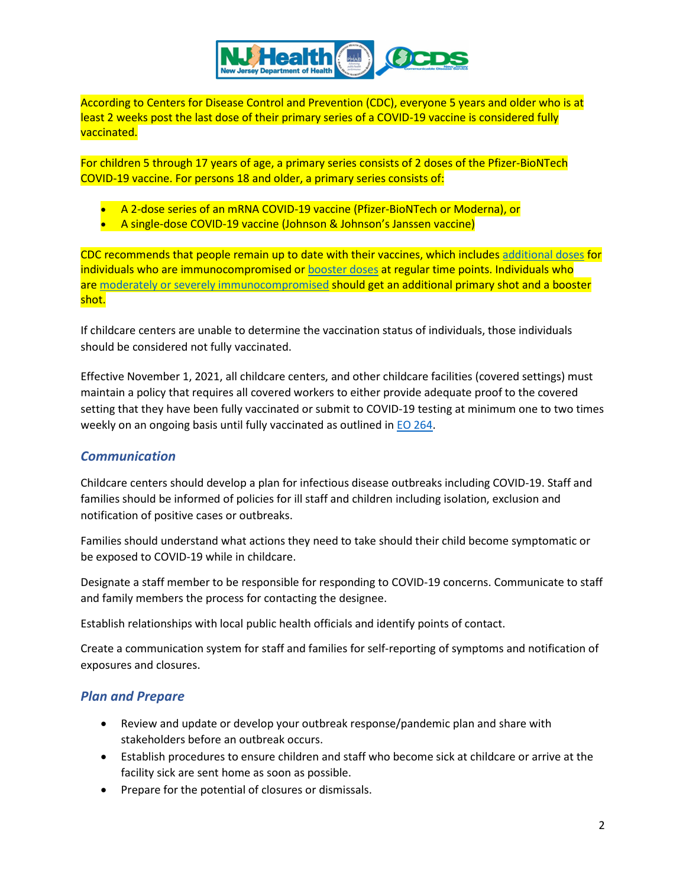According to Centers for Disease Control and Prevention (CDC), everyone 5 years and older who is at least 2 weeks post the last dose of their primary series of a COVID-19 vaccine is considered fully vaccinated.

For children 5 through 17 years of age, a primary series consists of 2 doses of the Pfizer-BioNTech COVID-19 vaccine. For persons 18 and older, a primary series consists of:

- A 2-dose series of an mRNA COVID-19 vaccine (Pfizer-BioNTech or Moderna), or
- A single-dose COVID-19 vaccine (Johnson & Johnson's Janssen vaccine)

CDC recommends that people remain up to date with their vaccines, which includes additional doses for individuals who are immunocompromised or booster doses at regular time points. Individuals who are moderately or severely immunocompromised should get an additional primary shot and a booster shot.

If childcare centers are unable to determine the vaccination status of individuals, those individuals should be considered not fully vaccinated.

Effective November 1, 2021, all childcare centers, and other childcare facilities (covered settings) must maintain a policy that requires all covered workers to either provide adequate proof to the covered setting that they have been fully vaccinated or submit to COVID-19 testing at minimum one to two times weekly on an ongoing basis until fully vaccinated as outlined in EO 264.

## *Communication*

Childcare centers should develop a plan for infectious disease outbreaks including COVID-19. Staff and families should be informed of policies for ill staff and children including isolation, exclusion and notification of positive cases or outbreaks.

Families should understand what actions they need to take should their child become symptomatic or be exposed to COVID-19 while in childcare.

Designate a staff member to be responsible for responding to COVID-19 concerns. Communicate to staff and family members the process for contacting the designee.

Establish relationships with local public health officials and identify points of contact.

Create a communication system for staff and families for self-reporting of symptoms and notification of exposures and closures.

## *Plan and Prepare*

- Review and update or develop your outbreak response/pandemic plan and share with stakeholders before an outbreak occurs.
- Establish procedures to ensure children and staff who become sick at childcare or arrive at the facility sick are sent home as soon as possible.
- Prepare for the potential of closures or dismissals.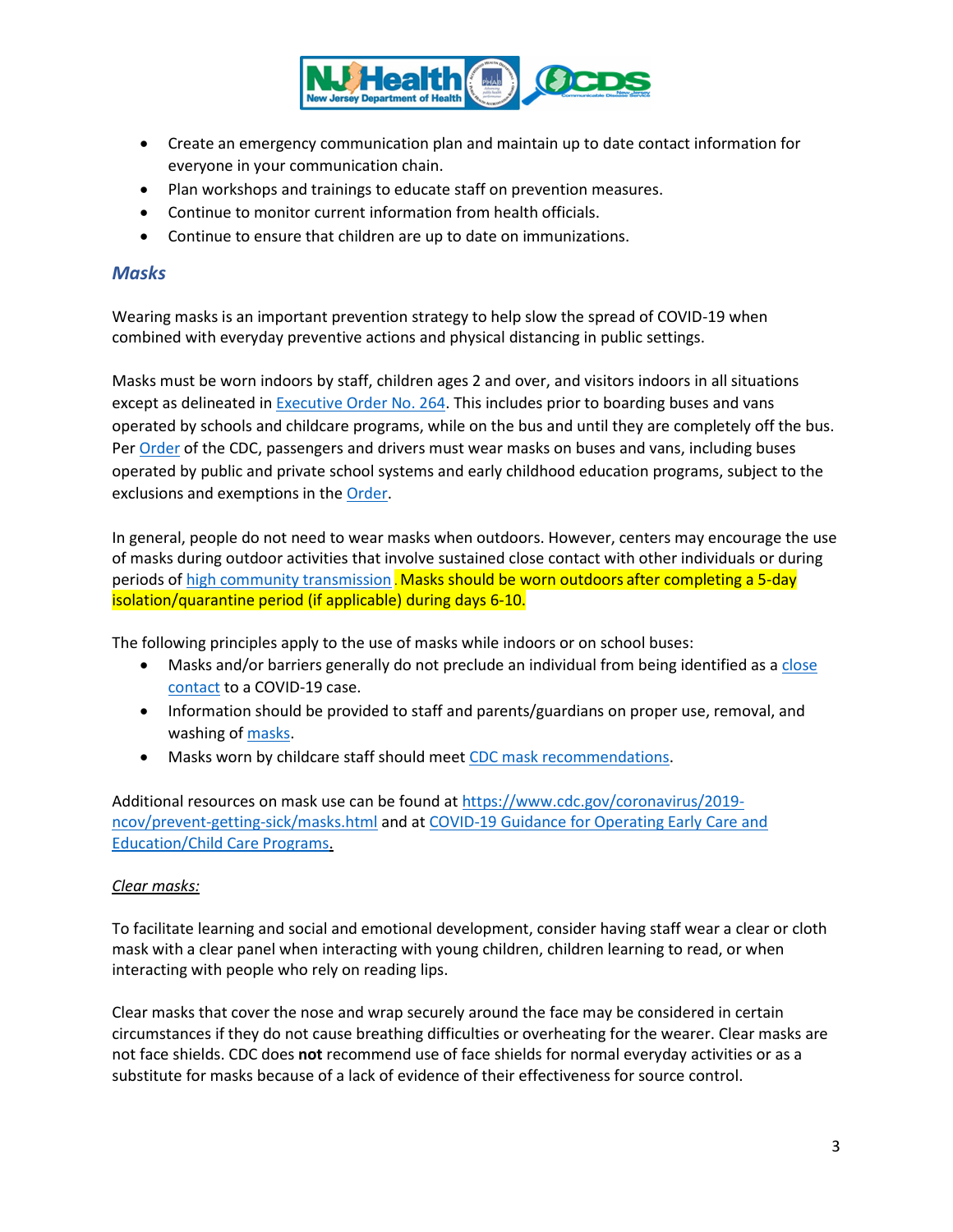- Create an emergency communication plan and maintain up to date contact information for everyone in your communication chain.
- Plan workshops and trainings to educate staff on prevention measures.
- Continue to monitor current information from health officials.
- Continue to ensure that children are up to date on immunizations.

## *Masks*

Wearing masks is an important prevention strategy to help slow the spread of COVID-19 when combined with everyday preventive actions and physical distancing in public settings.

Masks must be worn indoors by staff, children ages 2 and over, and visitors indoors in all situations except as delineated in Executive Order No. 264. This includes prior to boarding buses and vans operated by schools and childcare programs, while on the bus and until they are completely off the bus. Per Order of the CDC, passengers and drivers must wear masks on buses and vans, including buses operated by public and private school systems and early childhood education programs, subject to the exclusions and exemptions in the Order.

In general, people do not need to wear masks when outdoors. However, centers may encourage the use of masks during outdoor activities that involve sustained close contact with other individuals or during periods of high community transmission. Masks should be worn outdoors after completing a 5-day isolation/quarantine period (if applicable) during days 6-10.

The following principles apply to the use of masks while indoors or on school buses:

- Masks and/or barriers generally do not preclude an individual from being identified as a close contact to a COVID-19 case.
- Information should be provided to staff and parents/guardians on proper use, removal, and washing of masks.
- Masks worn by childcare staff should meet CDC mask recommendations.

Additional resources on mask use can be found at https://www.cdc.gov/coronavirus/2019-ncov/prevent-getting-sick/masks.html and at COVID-19 Guidance for Operating Early Care and Education/Child Care Programs.

*Clear masks:*

To facilitate learning and social and emotional development, consider having staff wear a clear or cloth mask with a clear panel when interacting with young children, children learning to read, or when interacting with people who rely on reading lips.

Clear masks that cover the nose and wrap securely around the face may be considered in certain circumstances if they do not cause breathing difficulties or overheating for the wearer. Clear masks are not face shields. CDC does **not** recommend use of face shields for normal everyday activities or as a substitute for masks because of a lack of evidence of their effectiveness for source control.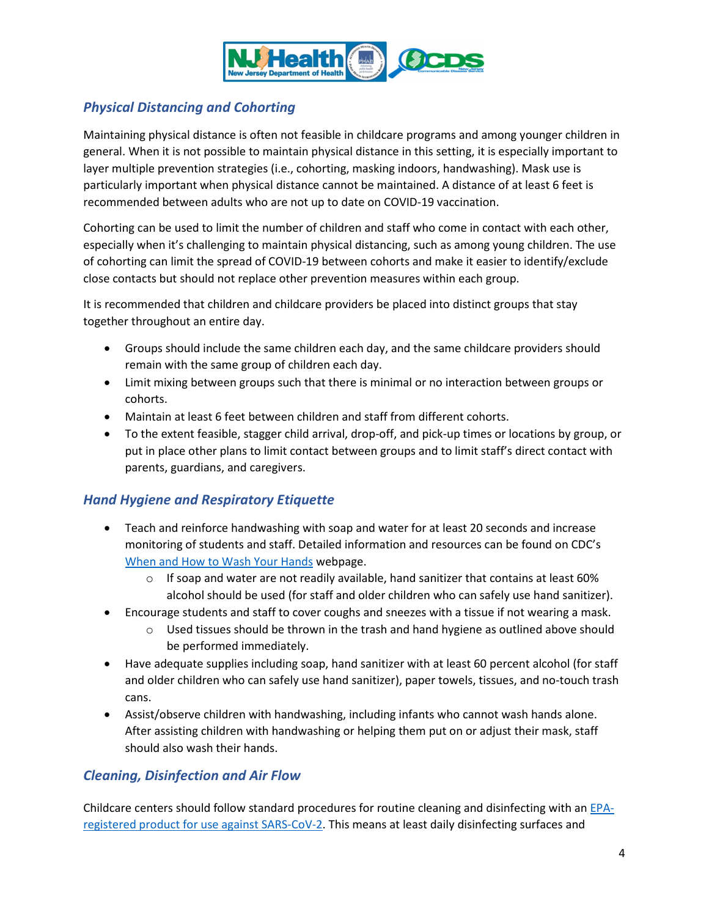## *Physical Distancing and Cohorting*

Maintaining physical distance is often not feasible in childcare programs and among younger children in general. When it is not possible to maintain physical distance in this setting, it is especially important to layer multiple prevention strategies (i.e., cohorting, masking indoors, handwashing). Mask use is particularly important when physical distance cannot be maintained. A distance of at least 6 feet is recommended between adults who are not up to date on COVID-19 vaccination.

Cohorting can be used to limit the number of children and staff who come in contact with each other, especially when it's challenging to maintain physical distancing, such as among young children. The use of cohorting can limit the spread of COVID-19 between cohorts and make it easier to identify/exclude close contacts but should not replace other prevention measures within each group.

It is recommended that children and childcare providers be placed into distinct groups that stay together throughout an entire day.

- Groups should include the same children each day, and the same childcare providers should remain with the same group of children each day.
- Limit mixing between groups such that there is minimal or no interaction between groups or cohorts.
- Maintain at least 6 feet between children and staff from different cohorts.
- To the extent feasible, stagger child arrival, drop-off, and pick-up times or locations by group, or put in place other plans to limit contact between groups and to limit staff's direct contact with parents, guardians, and caregivers.

## *Hand Hygiene and Respiratory Etiquette*

- Teach and reinforce handwashing with soap and water for at least 20 seconds and increase monitoring of students and staff. Detailed information and resources can be found on CDC's [When and How to Wash Your Hands]() webpage.
  - If soap and water are not readily available, hand sanitizer that contains at least 60% alcohol should be used (for staff and older children who can safely use hand sanitizer).
- Encourage students and staff to cover coughs and sneezes with a tissue if not wearing a mask.
  - Used tissues should be thrown in the trash and hand hygiene as outlined above should be performed immediately.
- Have adequate supplies including soap, hand sanitizer with at least 60 percent alcohol (for staff and older children who can safely use hand sanitizer), paper towels, tissues, and no-touch trash cans.
- Assist/observe children with handwashing, including infants who cannot wash hands alone. After assisting children with handwashing or helping them put on or adjust their mask, staff should also wash their hands.

## *Cleaning, Disinfection and Air Flow*

Childcare centers should follow standard procedures for routine cleaning and disinfecting with an [EPA-registered product for use against SARS-CoV-2](). This means at least daily disinfecting surfaces and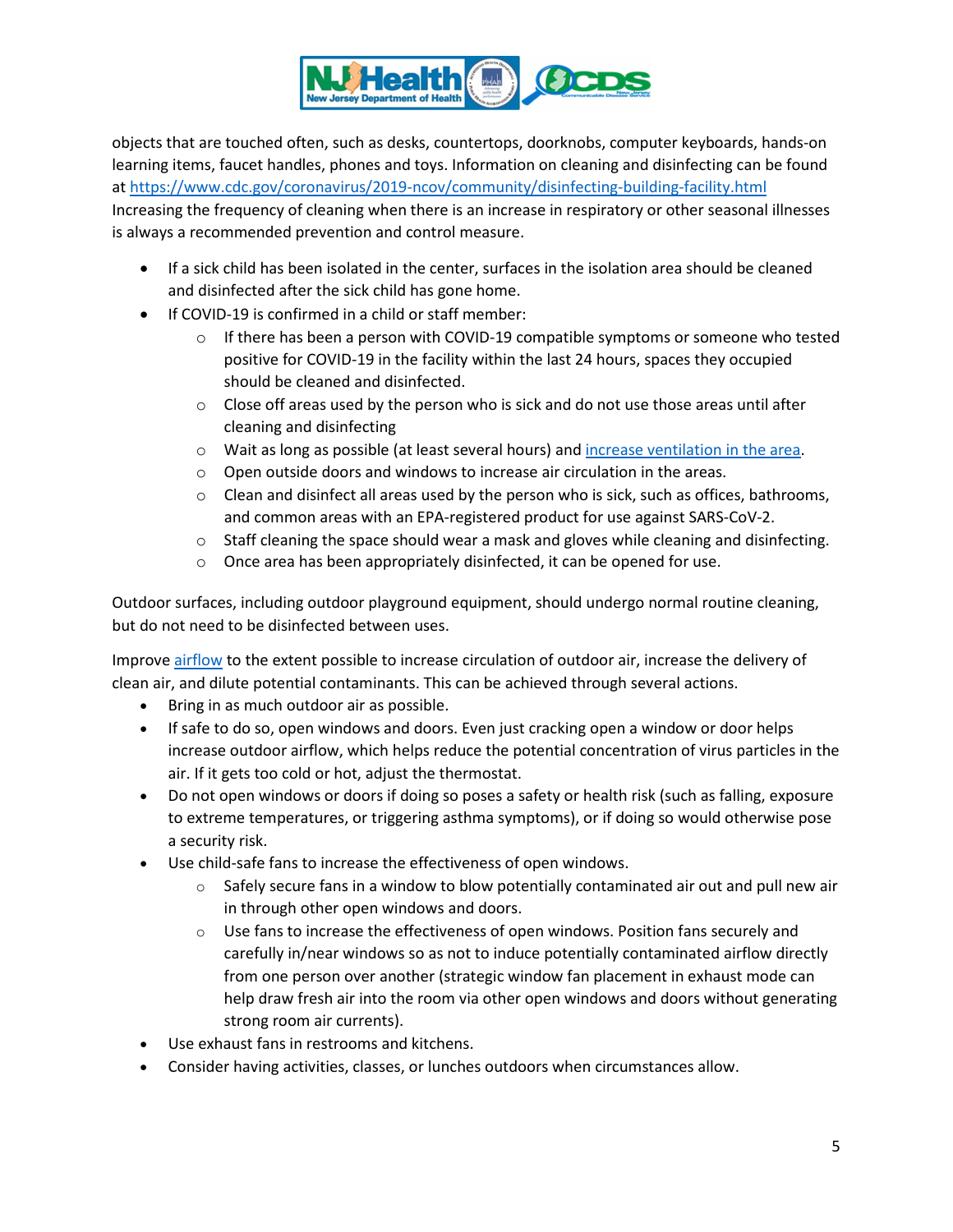objects that are touched often, such as desks, countertops, doorknobs, computer keyboards, hands-on learning items, faucet handles, phones and toys. Information on cleaning and disinfecting can be found at https://www.cdc.gov/coronavirus/2019-ncov/community/disinfecting-building-facility.html Increasing the frequency of cleaning when there is an increase in respiratory or other seasonal illnesses is always a recommended prevention and control measure.

- If a sick child has been isolated in the center, surfaces in the isolation area should be cleaned and disinfected after the sick child has gone home.
- If COVID-19 is confirmed in a child or staff member:
    - If there has been a person with COVID-19 compatible symptoms or someone who tested positive for COVID-19 in the facility within the last 24 hours, spaces they occupied should be cleaned and disinfected.
    - Close off areas used by the person who is sick and do not use those areas until after cleaning and disinfecting
    - Wait as long as possible (at least several hours) and increase ventilation in the area.
    - Open outside doors and windows to increase air circulation in the areas.
    - Clean and disinfect all areas used by the person who is sick, such as offices, bathrooms, and common areas with an EPA-registered product for use against SARS-CoV-2.
    - Staff cleaning the space should wear a mask and gloves while cleaning and disinfecting.
    - Once area has been appropriately disinfected, it can be opened for use.

Outdoor surfaces, including outdoor playground equipment, should undergo normal routine cleaning, but do not need to be disinfected between uses.

Improve airflow to the extent possible to increase circulation of outdoor air, increase the delivery of clean air, and dilute potential contaminants. This can be achieved through several actions.

- Bring in as much outdoor air as possible.
- If safe to do so, open windows and doors. Even just cracking open a window or door helps increase outdoor airflow, which helps reduce the potential concentration of virus particles in the air. If it gets too cold or hot, adjust the thermostat.
- Do not open windows or doors if doing so poses a safety or health risk (such as falling, exposure to extreme temperatures, or triggering asthma symptoms), or if doing so would otherwise pose a security risk.
- Use child-safe fans to increase the effectiveness of open windows.
    - Safely secure fans in a window to blow potentially contaminated air out and pull new air in through other open windows and doors.
    - Use fans to increase the effectiveness of open windows. Position fans securely and carefully in/near windows so as not to induce potentially contaminated airflow directly from one person over another (strategic window fan placement in exhaust mode can help draw fresh air into the room via other open windows and doors without generating strong room air currents).
- Use exhaust fans in restrooms and kitchens.
- Consider having activities, classes, or lunches outdoors when circumstances allow.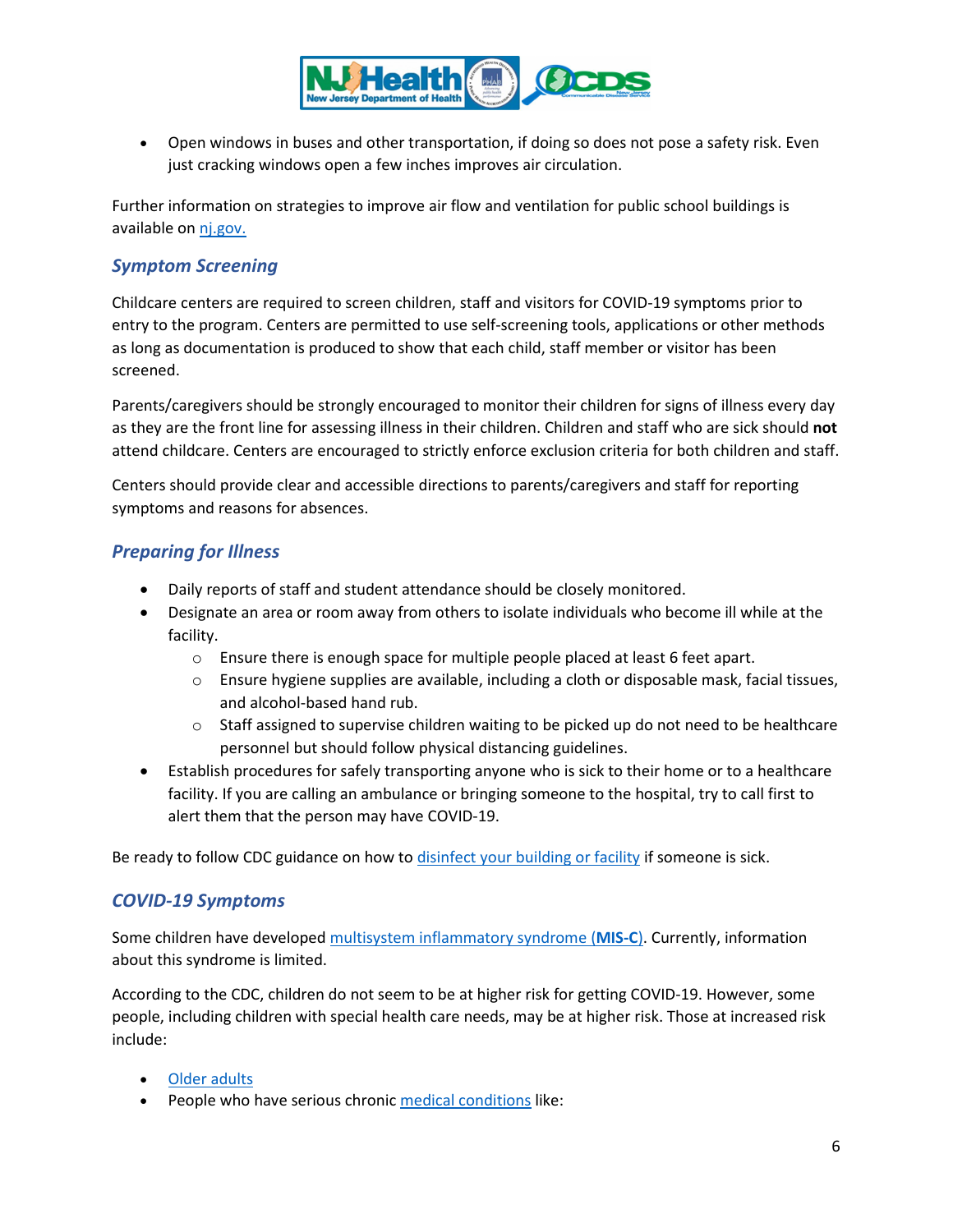- Open windows in buses and other transportation, if doing so does not pose a safety risk. Even just cracking windows open a few inches improves air circulation.

Further information on strategies to improve air flow and ventilation for public school buildings is available on nj.gov.

## *Symptom Screening*

Childcare centers are required to screen children, staff and visitors for COVID-19 symptoms prior to entry to the program. Centers are permitted to use self-screening tools, applications or other methods as long as documentation is produced to show that each child, staff member or visitor has been screened.

Parents/caregivers should be strongly encouraged to monitor their children for signs of illness every day as they are the front line for assessing illness in their children. Children and staff who are sick should **not** attend childcare. Centers are encouraged to strictly enforce exclusion criteria for both children and staff.

Centers should provide clear and accessible directions to parents/caregivers and staff for reporting symptoms and reasons for absences.

## *Preparing for Illness*

- Daily reports of staff and student attendance should be closely monitored.
- Designate an area or room away from others to isolate individuals who become ill while at the facility.
    - Ensure there is enough space for multiple people placed at least 6 feet apart.
    - Ensure hygiene supplies are available, including a cloth or disposable mask, facial tissues, and alcohol-based hand rub.
    - Staff assigned to supervise children waiting to be picked up do not need to be healthcare personnel but should follow physical distancing guidelines.
- Establish procedures for safely transporting anyone who is sick to their home or to a healthcare facility. If you are calling an ambulance or bringing someone to the hospital, try to call first to alert them that the person may have COVID-19.

Be ready to follow CDC guidance on how to disinfect your building or facility if someone is sick.

## *COVID-19 Symptoms*

Some children have developed multisystem inflammatory syndrome (**MIS-C**). Currently, information about this syndrome is limited.

According to the CDC, children do not seem to be at higher risk for getting COVID-19. However, some people, including children with special health care needs, may be at higher risk. Those at increased risk include:

- Older adults
- People who have serious chronic medical conditions like: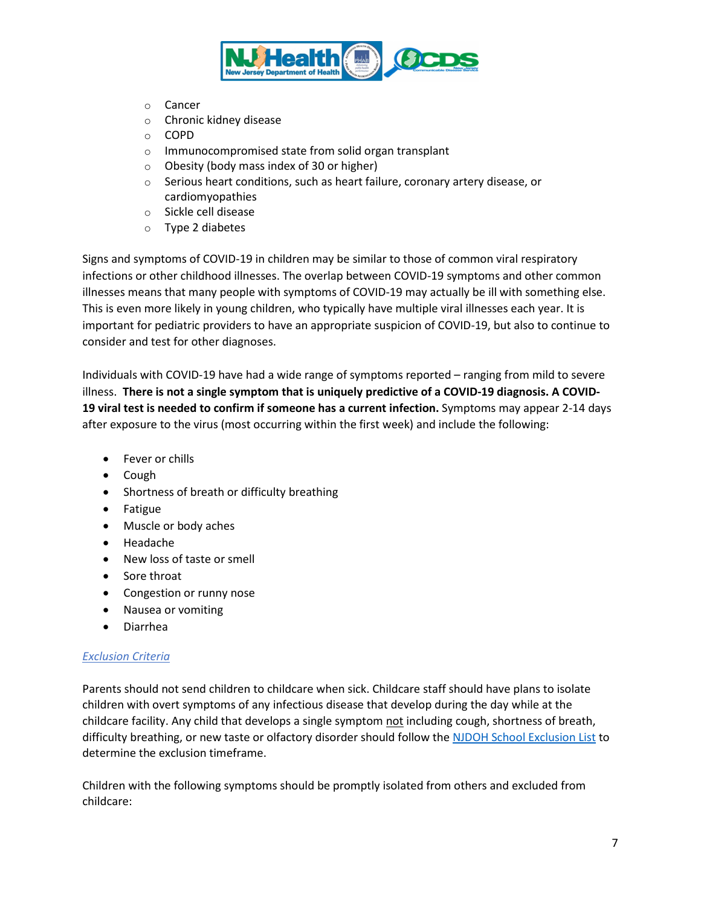- Cancer
- Chronic kidney disease
- COPD
- Immunocompromised state from solid organ transplant
- Obesity (body mass index of 30 or higher)
- Serious heart conditions, such as heart failure, coronary artery disease, or cardiomyopathies
- Sickle cell disease
- Type 2 diabetes

Signs and symptoms of COVID-19 in children may be similar to those of common viral respiratory infections or other childhood illnesses. The overlap between COVID-19 symptoms and other common illnesses means that many people with symptoms of COVID-19 may actually be ill with something else. This is even more likely in young children, who typically have multiple viral illnesses each year. It is important for pediatric providers to have an appropriate suspicion of COVID-19, but also to continue to consider and test for other diagnoses.

Individuals with COVID-19 have had a wide range of symptoms reported – ranging from mild to severe illness. **There is not a single symptom that is uniquely predictive of a COVID-19 diagnosis. A COVID-19 viral test is needed to confirm if someone has a current infection.** Symptoms may appear 2-14 days after exposure to the virus (most occurring within the first week) and include the following:

- Fever or chills
- Cough
- Shortness of breath or difficulty breathing
- Fatigue
- Muscle or body aches
- Headache
- New loss of taste or smell
- Sore throat
- Congestion or runny nose
- Nausea or vomiting
- Diarrhea

*Exclusion Criteria*

Parents should not send children to childcare when sick. Childcare staff should have plans to isolate children with overt symptoms of any infectious disease that develop during the day while at the childcare facility. Any child that develops a single symptom not including cough, shortness of breath, difficulty breathing, or new taste or olfactory disorder should follow the NJDOH School Exclusion List to determine the exclusion timeframe.

Children with the following symptoms should be promptly isolated from others and excluded from childcare: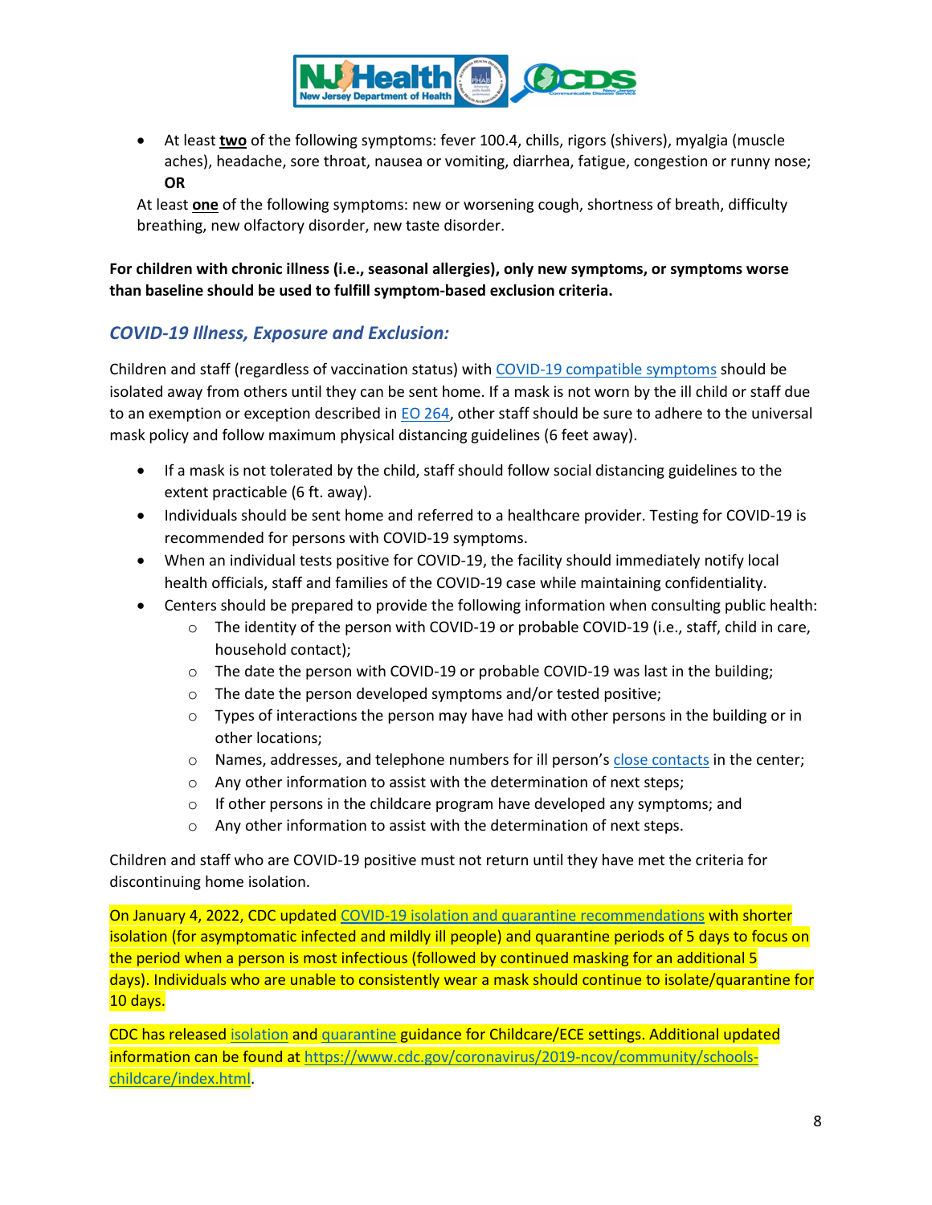- At least **two** of the following symptoms: fever 100.4, chills, rigors (shivers), myalgia (muscle aches), headache, sore throat, nausea or vomiting, diarrhea, fatigue, congestion or runny nose; **OR**

  At least **one** of the following symptoms: new or worsening cough, shortness of breath, difficulty breathing, new olfactory disorder, new taste disorder.

**For children with chronic illness (i.e., seasonal allergies), only new symptoms, or symptoms worse than baseline should be used to fulfill symptom-based exclusion criteria.**

## *COVID-19 Illness, Exposure and Exclusion:*

Children and staff (regardless of vaccination status) with COVID-19 compatible symptoms should be isolated away from others until they can be sent home. If a mask is not worn by the ill child or staff due to an exemption or exception described in EO 264, other staff should be sure to adhere to the universal mask policy and follow maximum physical distancing guidelines (6 feet away).

- If a mask is not tolerated by the child, staff should follow social distancing guidelines to the extent practicable (6 ft. away).
- Individuals should be sent home and referred to a healthcare provider. Testing for COVID-19 is recommended for persons with COVID-19 symptoms.
- When an individual tests positive for COVID-19, the facility should immediately notify local health officials, staff and families of the COVID-19 case while maintaining confidentiality.
- Centers should be prepared to provide the following information when consulting public health:
  - The identity of the person with COVID-19 or probable COVID-19 (i.e., staff, child in care, household contact);
  - The date the person with COVID-19 or probable COVID-19 was last in the building;
  - The date the person developed symptoms and/or tested positive;
  - Types of interactions the person may have had with other persons in the building or in other locations;
  - Names, addresses, and telephone numbers for ill person's close contacts in the center;
  - Any other information to assist with the determination of next steps;
  - If other persons in the childcare program have developed any symptoms; and
  - Any other information to assist with the determination of next steps.

Children and staff who are COVID-19 positive must not return until they have met the criteria for discontinuing home isolation.

On January 4, 2022, CDC updated COVID-19 isolation and quarantine recommendations with shorter isolation (for asymptomatic infected and mildly ill people) and quarantine periods of 5 days to focus on the period when a person is most infectious (followed by continued masking for an additional 5 days). Individuals who are unable to consistently wear a mask should continue to isolate/quarantine for 10 days.

CDC has released isolation and quarantine guidance for Childcare/ECE settings. Additional updated information can be found at https://www.cdc.gov/coronavirus/2019-ncov/community/schools-childcare/index.html.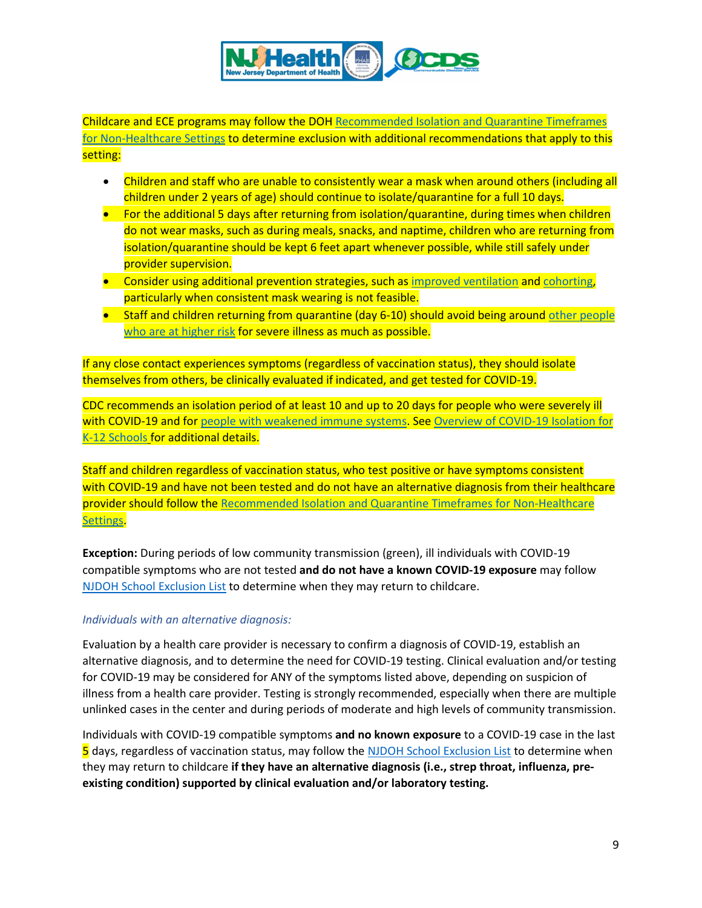Childcare and ECE programs may follow the DOH Recommended Isolation and Quarantine Timeframes for Non-Healthcare Settings to determine exclusion with additional recommendations that apply to this setting:

- Children and staff who are unable to consistently wear a mask when around others (including all children under 2 years of age) should continue to isolate/quarantine for a full 10 days.
- For the additional 5 days after returning from isolation/quarantine, during times when children do not wear masks, such as during meals, snacks, and naptime, children who are returning from isolation/quarantine should be kept 6 feet apart whenever possible, while still safely under provider supervision.
- Consider using additional prevention strategies, such as improved ventilation and cohorting, particularly when consistent mask wearing is not feasible.
- Staff and children returning from quarantine (day 6-10) should avoid being around other people who are at higher risk for severe illness as much as possible.

If any close contact experiences symptoms (regardless of vaccination status), they should isolate themselves from others, be clinically evaluated if indicated, and get tested for COVID-19.

CDC recommends an isolation period of at least 10 and up to 20 days for people who were severely ill with COVID-19 and for people with weakened immune systems. See Overview of COVID-19 Isolation for K-12 Schools for additional details.

Staff and children regardless of vaccination status, who test positive or have symptoms consistent with COVID-19 and have not been tested and do not have an alternative diagnosis from their healthcare provider should follow the Recommended Isolation and Quarantine Timeframes for Non-Healthcare Settings.

**Exception:** During periods of low community transmission (green), ill individuals with COVID-19 compatible symptoms who are not tested **and do not have a known COVID-19 exposure** may follow NJDOH School Exclusion List to determine when they may return to childcare.

*Individuals with an alternative diagnosis:*

Evaluation by a health care provider is necessary to confirm a diagnosis of COVID-19, establish an alternative diagnosis, and to determine the need for COVID-19 testing. Clinical evaluation and/or testing for COVID-19 may be considered for ANY of the symptoms listed above, depending on suspicion of illness from a health care provider. Testing is strongly recommended, especially when there are multiple unlinked cases in the center and during periods of moderate and high levels of community transmission.

Individuals with COVID-19 compatible symptoms **and no known exposure** to a COVID-19 case in the last 5 days, regardless of vaccination status, may follow the NJDOH School Exclusion List to determine when they may return to childcare **if they have an alternative diagnosis (i.e., strep throat, influenza, pre-existing condition) supported by clinical evaluation and/or laboratory testing.**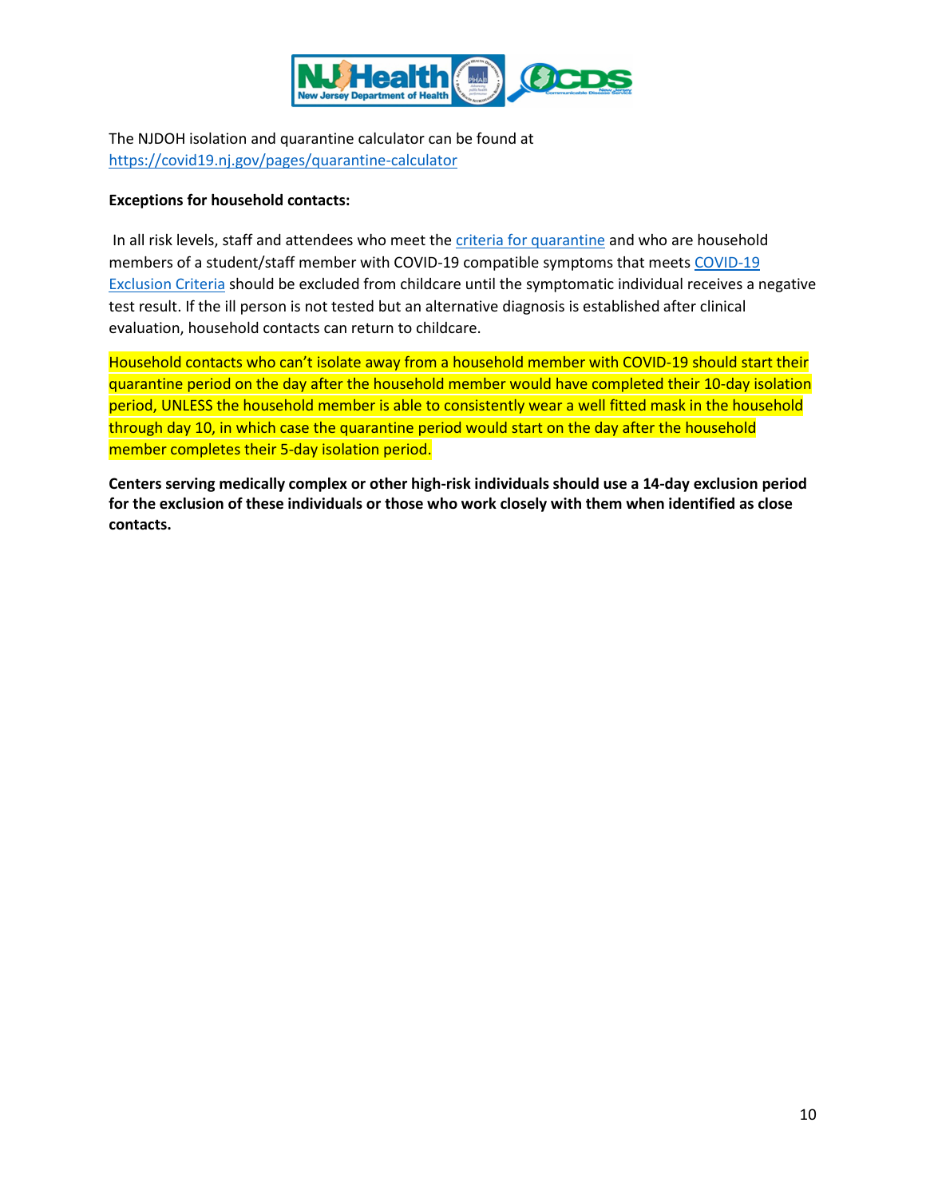The NJDOH isolation and quarantine calculator can be found at https://covid19.nj.gov/pages/quarantine-calculator

**Exceptions for household contacts:**

In all risk levels, staff and attendees who meet the criteria for quarantine and who are household members of a student/staff member with COVID-19 compatible symptoms that meets COVID-19 Exclusion Criteria should be excluded from childcare until the symptomatic individual receives a negative test result. If the ill person is not tested but an alternative diagnosis is established after clinical evaluation, household contacts can return to childcare.

Household contacts who can't isolate away from a household member with COVID-19 should start their quarantine period on the day after the household member would have completed their 10-day isolation period, UNLESS the household member is able to consistently wear a well fitted mask in the household through day 10, in which case the quarantine period would start on the day after the household member completes their 5-day isolation period.

**Centers serving medically complex or other high-risk individuals should use a 14-day exclusion period for the exclusion of these individuals or those who work closely with them when identified as close contacts.**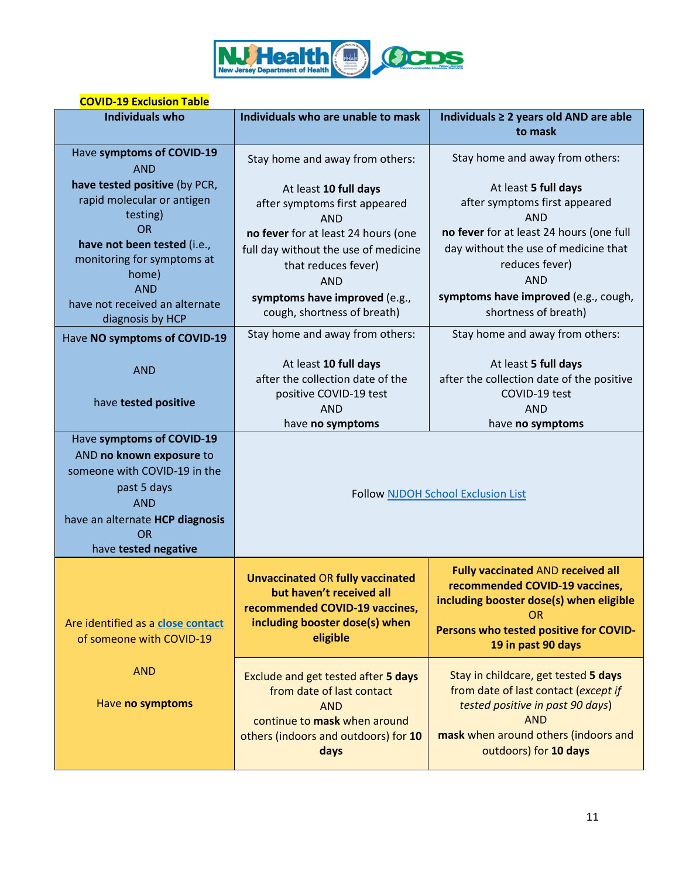**COVID-19 Exclusion Table**

| Individuals who | Individuals who are unable to mask | Individuals ≥ 2 years old AND are able to mask |
|---|---|---|
| Have **symptoms of COVID-19** AND **have tested positive** (by PCR, rapid molecular or antigen testing) OR **have not been tested** (i.e., monitoring for symptoms at home) AND have not received an alternate diagnosis by HCP | Stay home and away from others: At least **10 full days** after symptoms first appeared AND **no fever** for at least 24 hours (one full day without the use of medicine that reduces fever) AND **symptoms have improved** (e.g., cough, shortness of breath) | Stay home and away from others: At least **5 full days** after symptoms first appeared AND **no fever** for at least 24 hours (one full day without the use of medicine that reduces fever) AND **symptoms have improved** (e.g., cough, shortness of breath) |
| Have **NO symptoms of COVID-19** AND have **tested positive** | Stay home and away from others: At least **10 full days** after the collection date of the positive COVID-19 test AND have **no symptoms** | Stay home and away from others: At least **5 full days** after the collection date of the positive COVID-19 test AND have **no symptoms** |
| Have **symptoms of COVID-19** AND **no known exposure** to someone with COVID-19 in the past 5 days AND have an alternate **HCP diagnosis** OR have **tested negative** | Follow NJDOH School Exclusion List | |
| Are identified as a close contact of someone with COVID-19 AND Have **no symptoms** | **Unvaccinated** OR **fully vaccinated but haven't received all recommended COVID-19 vaccines, including booster dose(s) when eligible** | **Fully vaccinated** AND **received all recommended COVID-19 vaccines, including booster dose(s) when eligible** OR **Persons who tested positive for COVID-19 in past 90 days** |
| | Exclude and get tested after **5 days** from date of last contact AND continue to **mask** when around others (indoors and outdoors) for **10 days** | Stay in childcare, get tested **5 days** from date of last contact (*except if tested positive in past 90 days*) AND **mask** when around others (indoors and outdoors) for **10 days** |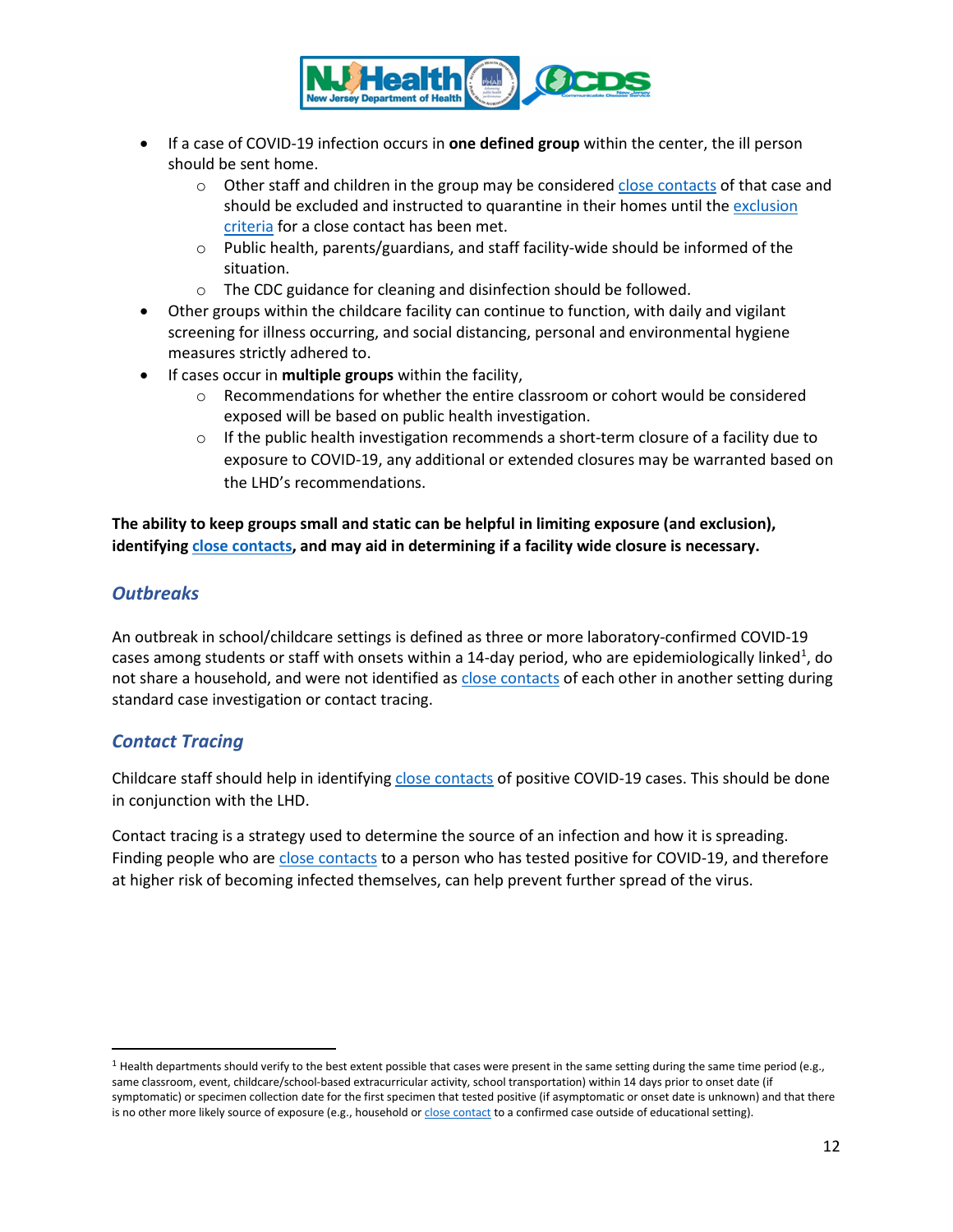- If a case of COVID-19 infection occurs in **one defined group** within the center, the ill person should be sent home.
  - Other staff and children in the group may be considered close contacts of that case and should be excluded and instructed to quarantine in their homes until the exclusion criteria for a close contact has been met.
  - Public health, parents/guardians, and staff facility-wide should be informed of the situation.
  - The CDC guidance for cleaning and disinfection should be followed.
- Other groups within the childcare facility can continue to function, with daily and vigilant screening for illness occurring, and social distancing, personal and environmental hygiene measures strictly adhered to.
- If cases occur in **multiple groups** within the facility,
  - Recommendations for whether the entire classroom or cohort would be considered exposed will be based on public health investigation.
  - If the public health investigation recommends a short-term closure of a facility due to exposure to COVID-19, any additional or extended closures may be warranted based on the LHD's recommendations.

**The ability to keep groups small and static can be helpful in limiting exposure (and exclusion), identifying close contacts, and may aid in determining if a facility wide closure is necessary.**

## *Outbreaks*

An outbreak in school/childcare settings is defined as three or more laboratory-confirmed COVID-19 cases among students or staff with onsets within a 14-day period, who are epidemiologically linked[1], do not share a household, and were not identified as close contacts of each other in another setting during standard case investigation or contact tracing.

## *Contact Tracing*

Childcare staff should help in identifying close contacts of positive COVID-19 cases. This should be done in conjunction with the LHD.

Contact tracing is a strategy used to determine the source of an infection and how it is spreading. Finding people who are close contacts to a person who has tested positive for COVID-19, and therefore at higher risk of becoming infected themselves, can help prevent further spread of the virus.

[1] Health departments should verify to the best extent possible that cases were present in the same setting during the same time period (e.g., same classroom, event, childcare/school-based extracurricular activity, school transportation) within 14 days prior to onset date (if symptomatic) or specimen collection date for the first specimen that tested positive (if asymptomatic or onset date is unknown) and that there is no other more likely source of exposure (e.g., household or close contact to a confirmed case outside of educational setting).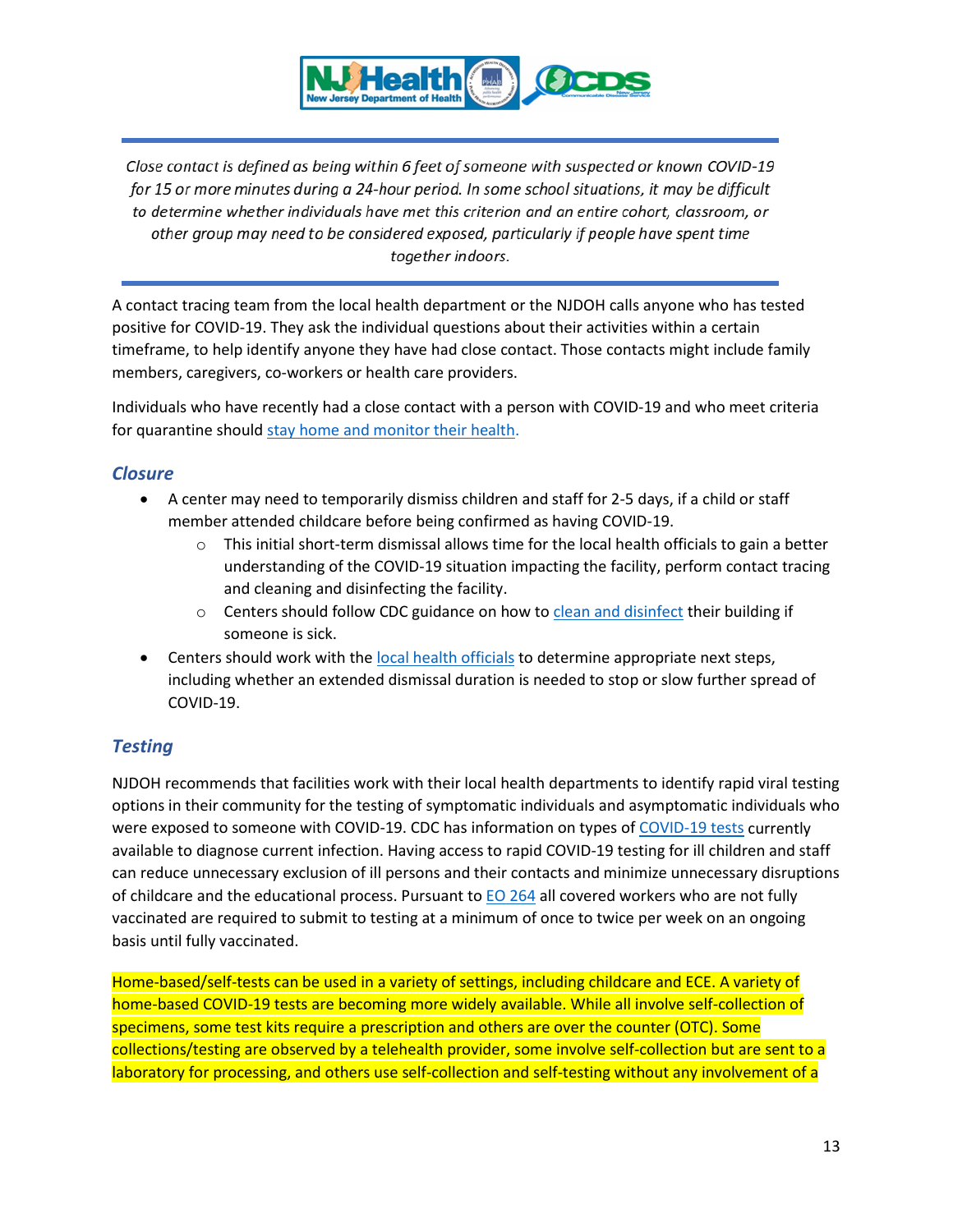*Close contact is defined as being within 6 feet of someone with suspected or known COVID-19 for 15 or more minutes during a 24-hour period. In some school situations, it may be difficult to determine whether individuals have met this criterion and an entire cohort, classroom, or other group may need to be considered exposed, particularly if people have spent time together indoors.*

A contact tracing team from the local health department or the NJDOH calls anyone who has tested positive for COVID-19. They ask the individual questions about their activities within a certain timeframe, to help identify anyone they have had close contact. Those contacts might include family members, caregivers, co-workers or health care providers.

Individuals who have recently had a close contact with a person with COVID-19 and who meet criteria for quarantine should stay home and monitor their health.

### Closure

- A center may need to temporarily dismiss children and staff for 2-5 days, if a child or staff member attended childcare before being confirmed as having COVID-19.
  - This initial short-term dismissal allows time for the local health officials to gain a better understanding of the COVID-19 situation impacting the facility, perform contact tracing and cleaning and disinfecting the facility.
  - Centers should follow CDC guidance on how to clean and disinfect their building if someone is sick.
- Centers should work with the local health officials to determine appropriate next steps, including whether an extended dismissal duration is needed to stop or slow further spread of COVID-19.

### Testing

NJDOH recommends that facilities work with their local health departments to identify rapid viral testing options in their community for the testing of symptomatic individuals and asymptomatic individuals who were exposed to someone with COVID-19. CDC has information on types of COVID-19 tests currently available to diagnose current infection. Having access to rapid COVID-19 testing for ill children and staff can reduce unnecessary exclusion of ill persons and their contacts and minimize unnecessary disruptions of childcare and the educational process. Pursuant to EO 264 all covered workers who are not fully vaccinated are required to submit to testing at a minimum of once to twice per week on an ongoing basis until fully vaccinated.

Home-based/self-tests can be used in a variety of settings, including childcare and ECE. A variety of home-based COVID-19 tests are becoming more widely available. While all involve self-collection of specimens, some test kits require a prescription and others are over the counter (OTC). Some collections/testing are observed by a telehealth provider, some involve self-collection but are sent to a laboratory for processing, and others use self-collection and self-testing without any involvement of a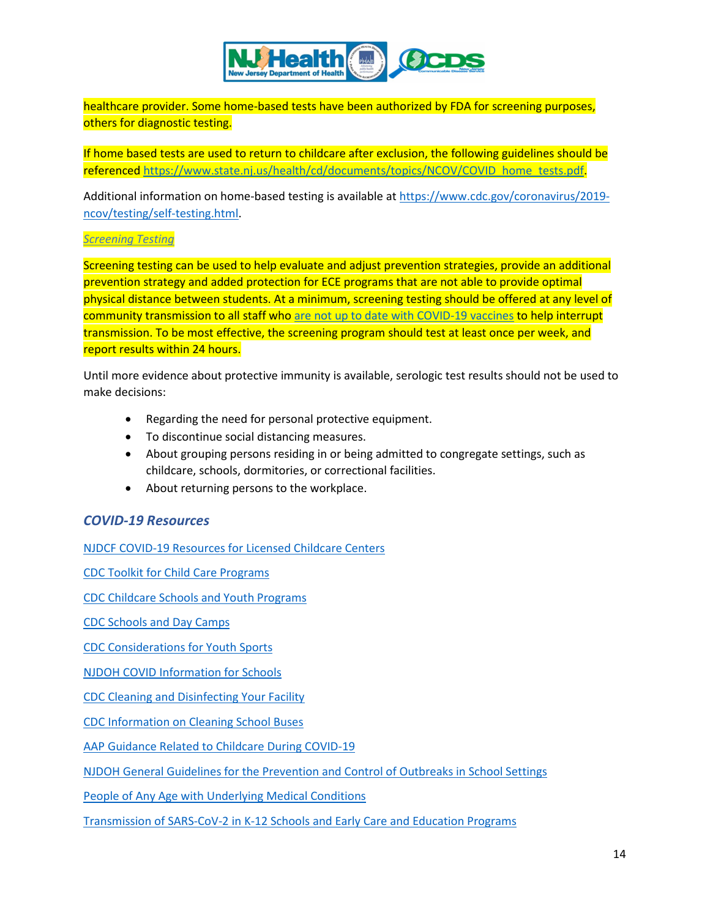healthcare provider. Some home-based tests have been authorized by FDA for screening purposes, others for diagnostic testing.

If home based tests are used to return to childcare after exclusion, the following guidelines should be referenced https://www.state.nj.us/health/cd/documents/topics/NCOV/COVID_home_tests.pdf.

Additional information on home-based testing is available at https://www.cdc.gov/coronavirus/2019-ncov/testing/self-testing.html.

*Screening Testing*

Screening testing can be used to help evaluate and adjust prevention strategies, provide an additional prevention strategy and added protection for ECE programs that are not able to provide optimal physical distance between students. At a minimum, screening testing should be offered at any level of community transmission to all staff who are not up to date with COVID-19 vaccines to help interrupt transmission. To be most effective, the screening program should test at least once per week, and report results within 24 hours.

Until more evidence about protective immunity is available, serologic test results should not be used to make decisions:

- Regarding the need for personal protective equipment.
- To discontinue social distancing measures.
- About grouping persons residing in or being admitted to congregate settings, such as childcare, schools, dormitories, or correctional facilities.
- About returning persons to the workplace.

## *COVID-19 Resources*

NJDCF COVID-19 Resources for Licensed Childcare Centers

CDC Toolkit for Child Care Programs

CDC Childcare Schools and Youth Programs

CDC Schools and Day Camps

CDC Considerations for Youth Sports

NJDOH COVID Information for Schools

CDC Cleaning and Disinfecting Your Facility

CDC Information on Cleaning School Buses

AAP Guidance Related to Childcare During COVID-19

NJDOH General Guidelines for the Prevention and Control of Outbreaks in School Settings

People of Any Age with Underlying Medical Conditions

Transmission of SARS-CoV-2 in K-12 Schools and Early Care and Education Programs